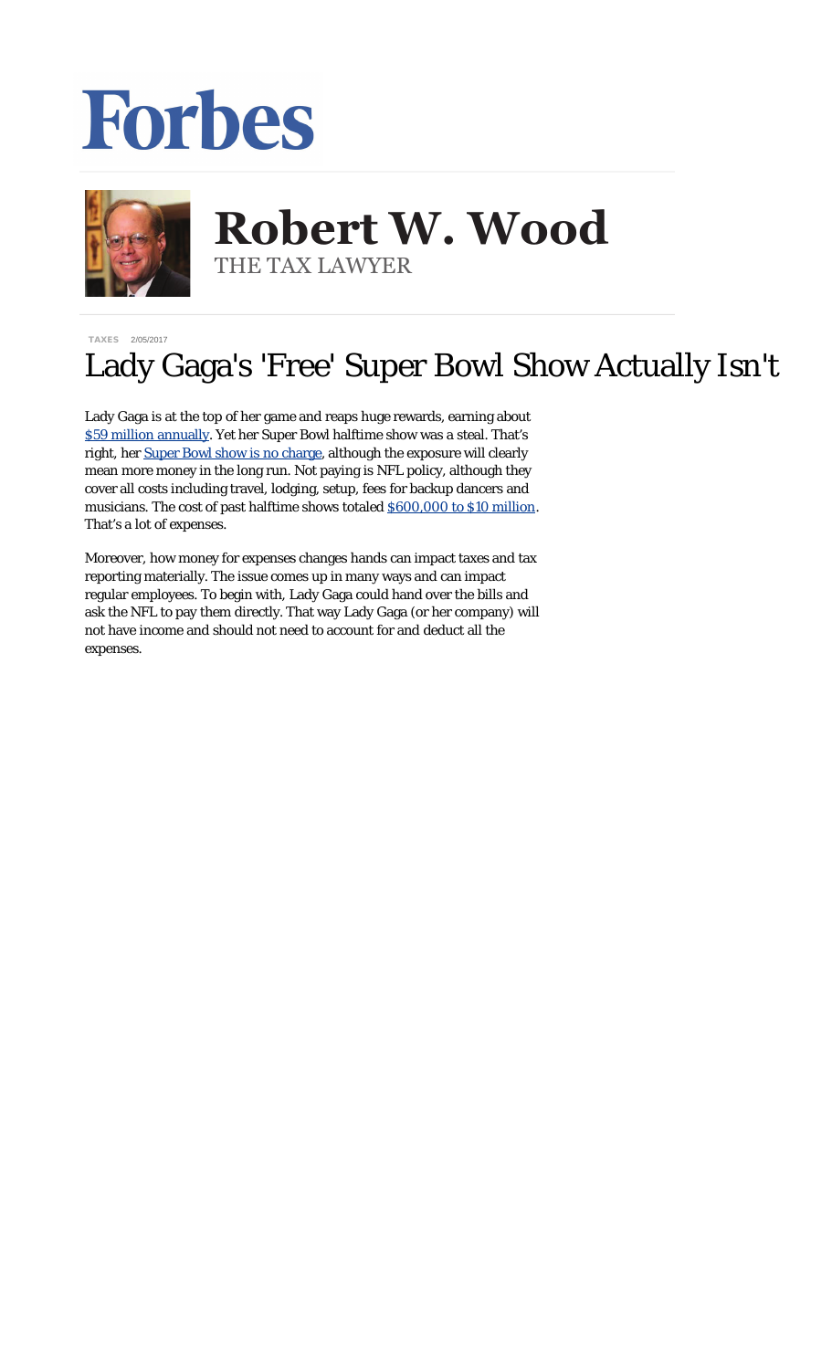Forbes

**Robert W. Wood**
THE TAX LAWYER

TAXES 2/05/2017

# Lady Gaga's 'Free' Super Bowl Show Actually Isn't

Lady Gaga is at the top of her game and reaps huge rewards, earning about [$59 million annually](). Yet her Super Bowl halftime show was a steal. That's right, her [Super Bowl show is no charge](), although the exposure will clearly mean more money in the long run. Not paying is NFL policy, although they cover all costs including travel, lodging, setup, fees for backup dancers and musicians. The cost of past halftime shows totaled [$600,000 to $10 million](). That's a lot of expenses.

Moreover, how money for expenses changes hands can impact taxes and tax reporting materially. The issue comes up in many ways and can impact regular employees. To begin with, Lady Gaga could hand over the bills and ask the NFL to pay them directly. That way Lady Gaga (or her company) will not have income and should not need to account for and deduct all the expenses.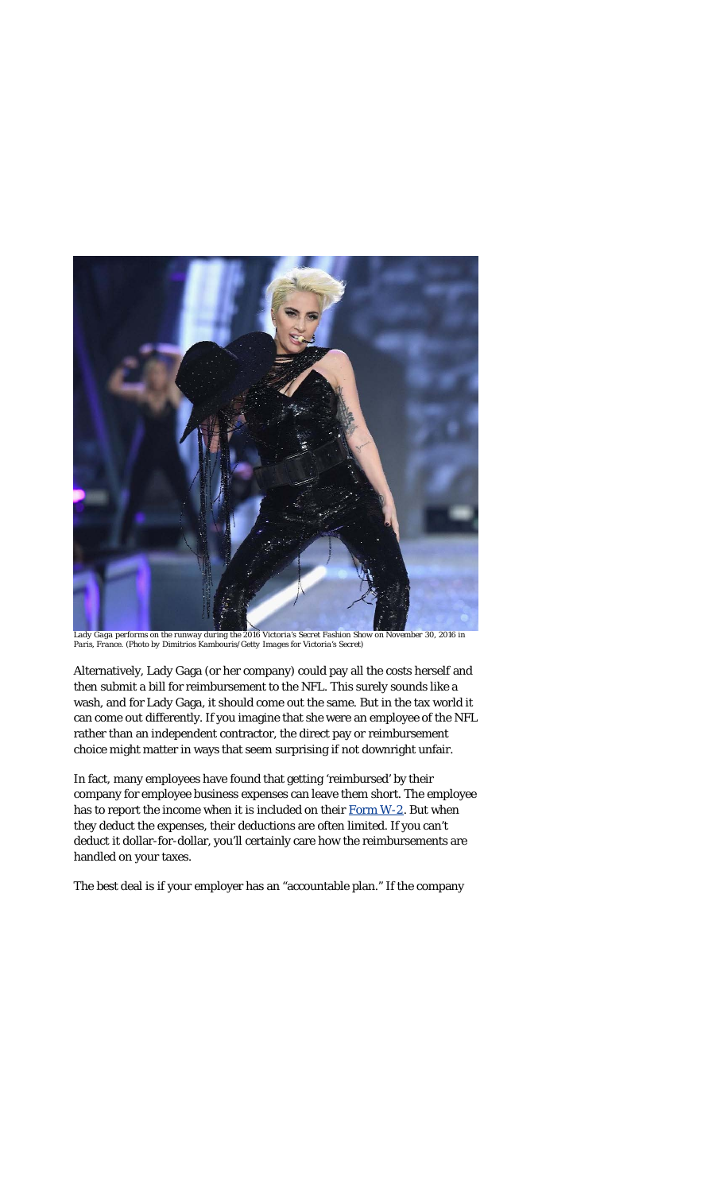Lady Gaga performs on the runway during the 2016 Victoria's Secret Fashion Show on November 30, 2016 in Paris, France. (Photo by Dimitrios Kambouris/Getty Images for Victoria's Secret)

Alternatively, Lady Gaga (or her company) could pay all the costs herself and then submit a bill for reimbursement to the NFL. This surely sounds like a wash, and for Lady Gaga, it should come out the same. But in the tax world it can come out differently. If you imagine that she were an employee of the NFL rather than an independent contractor, the direct pay or reimbursement choice might matter in ways that seem surprising if not downright unfair.

In fact, many employees have found that getting 'reimbursed' by their company for employee business expenses can leave them short. The employee has to report the income when it is included on their Form W-2. But when they deduct the expenses, their deductions are often limited. If you can't deduct it dollar-for-dollar, you'll certainly care how the reimbursements are handled on your taxes.

The best deal is if your employer has an "accountable plan." If the company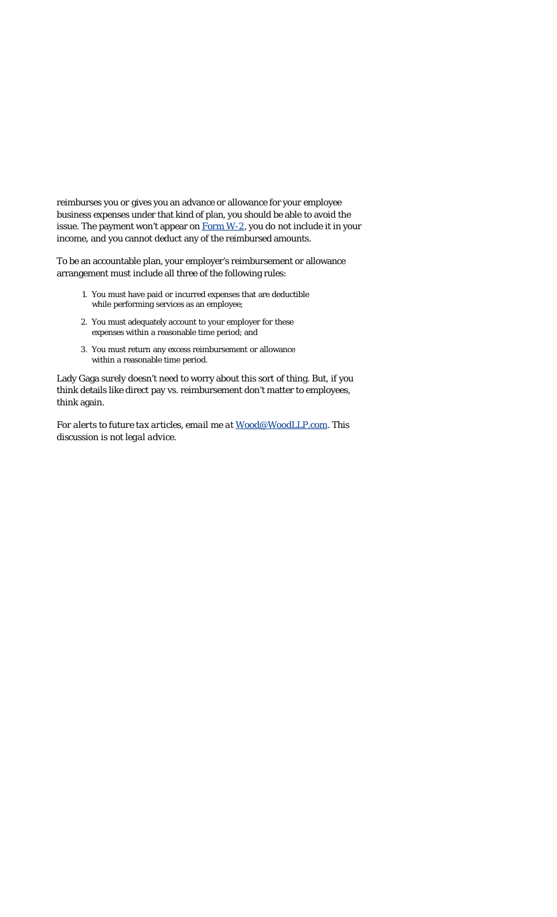reimburses you or gives you an advance or allowance for your employee business expenses under that kind of plan, you should be able to avoid the issue. The payment won't appear on [Form W-2](), you do not include it in your income, and you cannot deduct any of the reimbursed amounts.

To be an accountable plan, your employer's reimbursement or allowance arrangement must include all three of the following rules:

1. You must have paid or incurred expenses that are deductible while performing services as an employee;
2. You must adequately account to your employer for these expenses within a reasonable time period; and
3. You must return any excess reimbursement or allowance within a reasonable time period.

Lady Gaga surely doesn't need to worry about this sort of thing. But, if you think details like direct pay vs. reimbursement don't matter to employees, think again.

*For alerts to future tax articles, email me at* Wood@WoodLLP.com. *This discussion is not legal advice.*